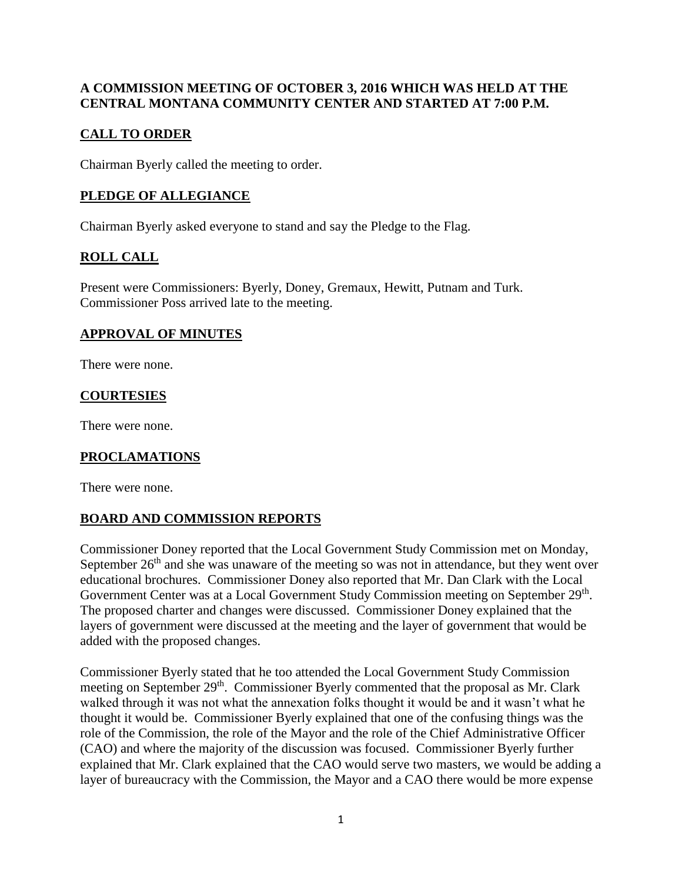**A COMMISSION MEETING OF OCTOBER 3, 2016 WHICH WAS HELD AT THE CENTRAL MONTANA COMMUNITY CENTER AND STARTED AT 7:00 P.M.**

## CALL TO ORDER

Chairman Byerly called the meeting to order.

## PLEDGE OF ALLEGIANCE

Chairman Byerly asked everyone to stand and say the Pledge to the Flag.

## ROLL CALL

Present were Commissioners: Byerly, Doney, Gremaux, Hewitt, Putnam and Turk. Commissioner Poss arrived late to the meeting.

## APPROVAL OF MINUTES

There were none.

## COURTESIES

There were none.

## PROCLAMATIONS

There were none.

## BOARD AND COMMISSION REPORTS

Commissioner Doney reported that the Local Government Study Commission met on Monday, September 26th and she was unaware of the meeting so was not in attendance, but they went over educational brochures. Commissioner Doney also reported that Mr. Dan Clark with the Local Government Center was at a Local Government Study Commission meeting on September 29th. The proposed charter and changes were discussed. Commissioner Doney explained that the layers of government were discussed at the meeting and the layer of government that would be added with the proposed changes.

Commissioner Byerly stated that he too attended the Local Government Study Commission meeting on September 29th. Commissioner Byerly commented that the proposal as Mr. Clark walked through it was not what the annexation folks thought it would be and it wasn't what he thought it would be. Commissioner Byerly explained that one of the confusing things was the role of the Commission, the role of the Mayor and the role of the Chief Administrative Officer (CAO) and where the majority of the discussion was focused. Commissioner Byerly further explained that Mr. Clark explained that the CAO would serve two masters, we would be adding a layer of bureaucracy with the Commission, the Mayor and a CAO there would be more expense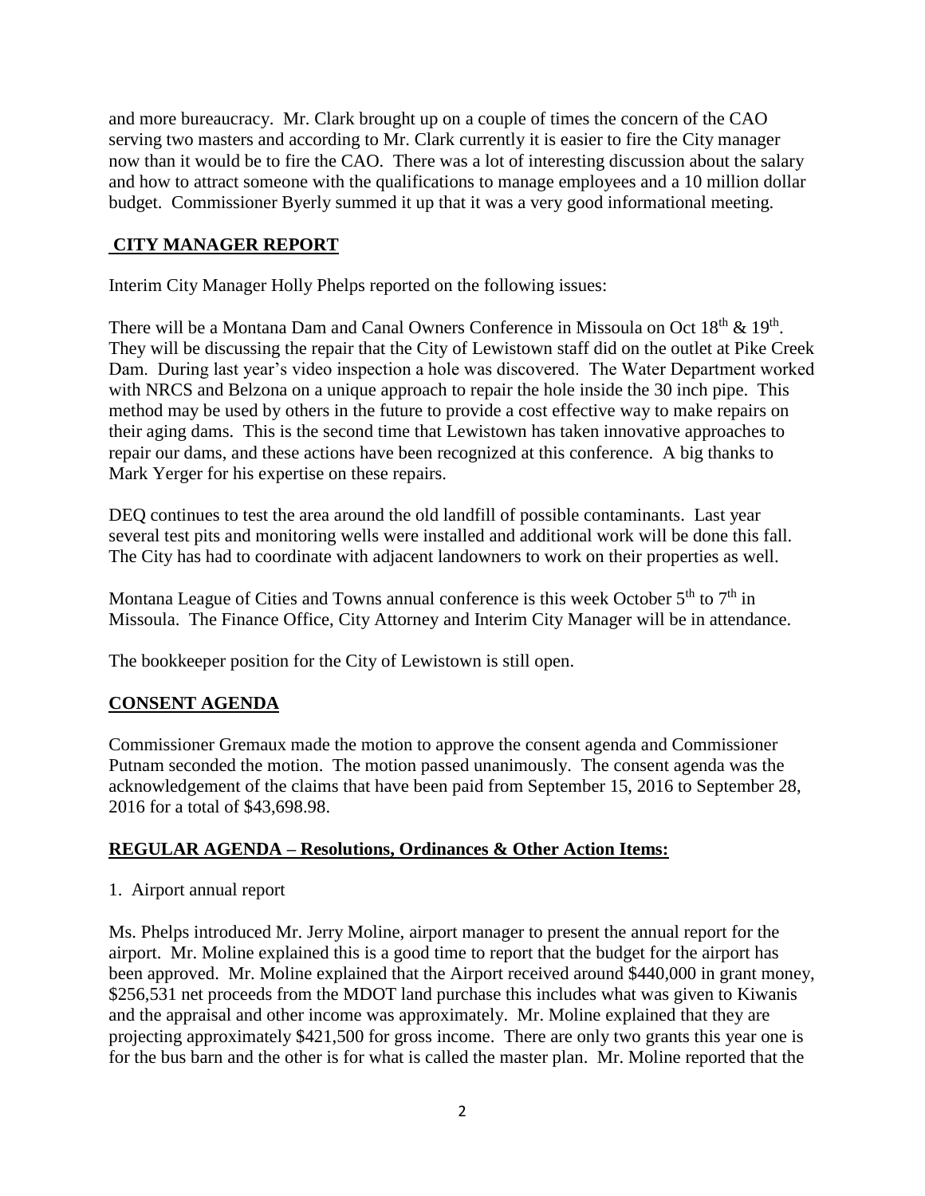and more bureaucracy. Mr. Clark brought up on a couple of times the concern of the CAO serving two masters and according to Mr. Clark currently it is easier to fire the City manager now than it would be to fire the CAO. There was a lot of interesting discussion about the salary and how to attract someone with the qualifications to manage employees and a 10 million dollar budget. Commissioner Byerly summed it up that it was a very good informational meeting.

## CITY MANAGER REPORT

Interim City Manager Holly Phelps reported on the following issues:

There will be a Montana Dam and Canal Owners Conference in Missoula on Oct 18th & 19th. They will be discussing the repair that the City of Lewistown staff did on the outlet at Pike Creek Dam. During last year's video inspection a hole was discovered. The Water Department worked with NRCS and Belzona on a unique approach to repair the hole inside the 30 inch pipe. This method may be used by others in the future to provide a cost effective way to make repairs on their aging dams. This is the second time that Lewistown has taken innovative approaches to repair our dams, and these actions have been recognized at this conference. A big thanks to Mark Yerger for his expertise on these repairs.

DEQ continues to test the area around the old landfill of possible contaminants. Last year several test pits and monitoring wells were installed and additional work will be done this fall. The City has had to coordinate with adjacent landowners to work on their properties as well.

Montana League of Cities and Towns annual conference is this week October 5th to 7th in Missoula. The Finance Office, City Attorney and Interim City Manager will be in attendance.

The bookkeeper position for the City of Lewistown is still open.

## CONSENT AGENDA

Commissioner Gremaux made the motion to approve the consent agenda and Commissioner Putnam seconded the motion. The motion passed unanimously. The consent agenda was the acknowledgement of the claims that have been paid from September 15, 2016 to September 28, 2016 for a total of $43,698.98.

## REGULAR AGENDA – Resolutions, Ordinances & Other Action Items:

1. Airport annual report

Ms. Phelps introduced Mr. Jerry Moline, airport manager to present the annual report for the airport. Mr. Moline explained this is a good time to report that the budget for the airport has been approved. Mr. Moline explained that the Airport received around $440,000 in grant money, $256,531 net proceeds from the MDOT land purchase this includes what was given to Kiwanis and the appraisal and other income was approximately. Mr. Moline explained that they are projecting approximately $421,500 for gross income. There are only two grants this year one is for the bus barn and the other is for what is called the master plan. Mr. Moline reported that the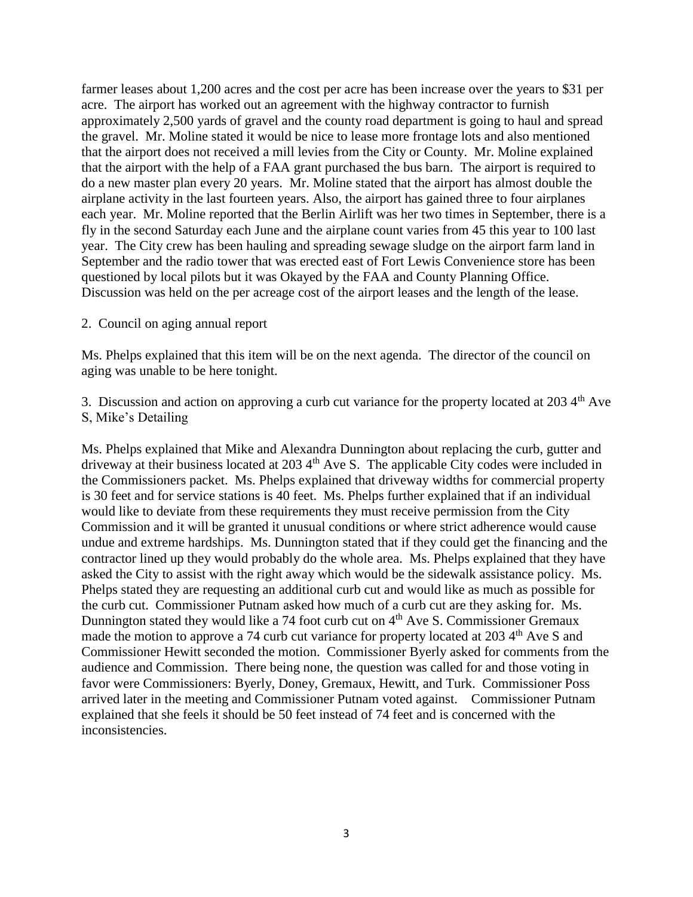farmer leases about 1,200 acres and the cost per acre has been increase over the years to \$31 per acre. The airport has worked out an agreement with the highway contractor to furnish approximately 2,500 yards of gravel and the county road department is going to haul and spread the gravel. Mr. Moline stated it would be nice to lease more frontage lots and also mentioned that the airport does not received a mill levies from the City or County. Mr. Moline explained that the airport with the help of a FAA grant purchased the bus barn. The airport is required to do a new master plan every 20 years. Mr. Moline stated that the airport has almost double the airplane activity in the last fourteen years. Also, the airport has gained three to four airplanes each year. Mr. Moline reported that the Berlin Airlift was her two times in September, there is a fly in the second Saturday each June and the airplane count varies from 45 this year to 100 last year. The City crew has been hauling and spreading sewage sludge on the airport farm land in September and the radio tower that was erected east of Fort Lewis Convenience store has been questioned by local pilots but it was Okayed by the FAA and County Planning Office. Discussion was held on the per acreage cost of the airport leases and the length of the lease.

2. Council on aging annual report

Ms. Phelps explained that this item will be on the next agenda. The director of the council on aging was unable to be here tonight.

3. Discussion and action on approving a curb cut variance for the property located at 203 4th Ave S, Mike's Detailing

Ms. Phelps explained that Mike and Alexandra Dunnington about replacing the curb, gutter and driveway at their business located at 203 4th Ave S. The applicable City codes were included in the Commissioners packet. Ms. Phelps explained that driveway widths for commercial property is 30 feet and for service stations is 40 feet. Ms. Phelps further explained that if an individual would like to deviate from these requirements they must receive permission from the City Commission and it will be granted it unusual conditions or where strict adherence would cause undue and extreme hardships. Ms. Dunnington stated that if they could get the financing and the contractor lined up they would probably do the whole area. Ms. Phelps explained that they have asked the City to assist with the right away which would be the sidewalk assistance policy. Ms. Phelps stated they are requesting an additional curb cut and would like as much as possible for the curb cut. Commissioner Putnam asked how much of a curb cut are they asking for. Ms. Dunnington stated they would like a 74 foot curb cut on 4th Ave S. Commissioner Gremaux made the motion to approve a 74 curb cut variance for property located at 203 4th Ave S and Commissioner Hewitt seconded the motion. Commissioner Byerly asked for comments from the audience and Commission. There being none, the question was called for and those voting in favor were Commissioners: Byerly, Doney, Gremaux, Hewitt, and Turk. Commissioner Poss arrived later in the meeting and Commissioner Putnam voted against. Commissioner Putnam explained that she feels it should be 50 feet instead of 74 feet and is concerned with the inconsistencies.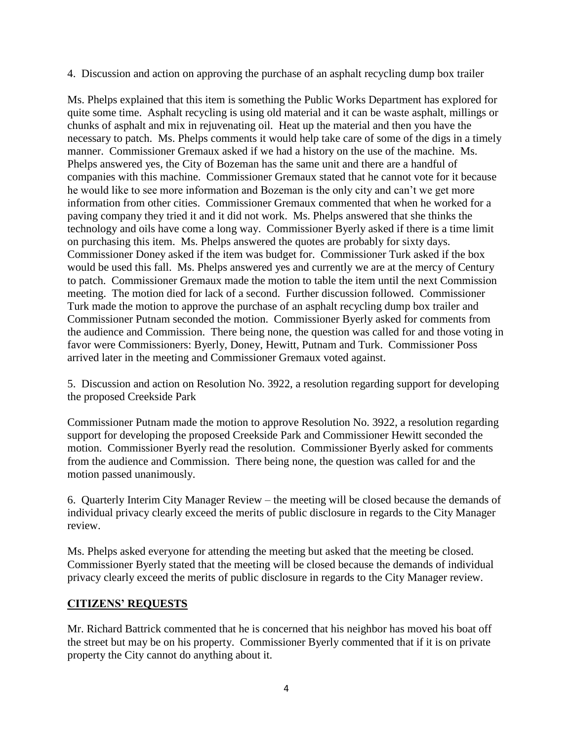4. Discussion and action on approving the purchase of an asphalt recycling dump box trailer

Ms. Phelps explained that this item is something the Public Works Department has explored for quite some time. Asphalt recycling is using old material and it can be waste asphalt, millings or chunks of asphalt and mix in rejuvenating oil. Heat up the material and then you have the necessary to patch. Ms. Phelps comments it would help take care of some of the digs in a timely manner. Commissioner Gremaux asked if we had a history on the use of the machine. Ms. Phelps answered yes, the City of Bozeman has the same unit and there are a handful of companies with this machine. Commissioner Gremaux stated that he cannot vote for it because he would like to see more information and Bozeman is the only city and can't we get more information from other cities. Commissioner Gremaux commented that when he worked for a paving company they tried it and it did not work. Ms. Phelps answered that she thinks the technology and oils have come a long way. Commissioner Byerly asked if there is a time limit on purchasing this item. Ms. Phelps answered the quotes are probably for sixty days. Commissioner Doney asked if the item was budget for. Commissioner Turk asked if the box would be used this fall. Ms. Phelps answered yes and currently we are at the mercy of Century to patch. Commissioner Gremaux made the motion to table the item until the next Commission meeting. The motion died for lack of a second. Further discussion followed. Commissioner Turk made the motion to approve the purchase of an asphalt recycling dump box trailer and Commissioner Putnam seconded the motion. Commissioner Byerly asked for comments from the audience and Commission. There being none, the question was called for and those voting in favor were Commissioners: Byerly, Doney, Hewitt, Putnam and Turk. Commissioner Poss arrived later in the meeting and Commissioner Gremaux voted against.

5. Discussion and action on Resolution No. 3922, a resolution regarding support for developing the proposed Creekside Park

Commissioner Putnam made the motion to approve Resolution No. 3922, a resolution regarding support for developing the proposed Creekside Park and Commissioner Hewitt seconded the motion. Commissioner Byerly read the resolution. Commissioner Byerly asked for comments from the audience and Commission. There being none, the question was called for and the motion passed unanimously.

6. Quarterly Interim City Manager Review – the meeting will be closed because the demands of individual privacy clearly exceed the merits of public disclosure in regards to the City Manager review.

Ms. Phelps asked everyone for attending the meeting but asked that the meeting be closed. Commissioner Byerly stated that the meeting will be closed because the demands of individual privacy clearly exceed the merits of public disclosure in regards to the City Manager review.

## CITIZENS' REQUESTS

Mr. Richard Battrick commented that he is concerned that his neighbor has moved his boat off the street but may be on his property. Commissioner Byerly commented that if it is on private property the City cannot do anything about it.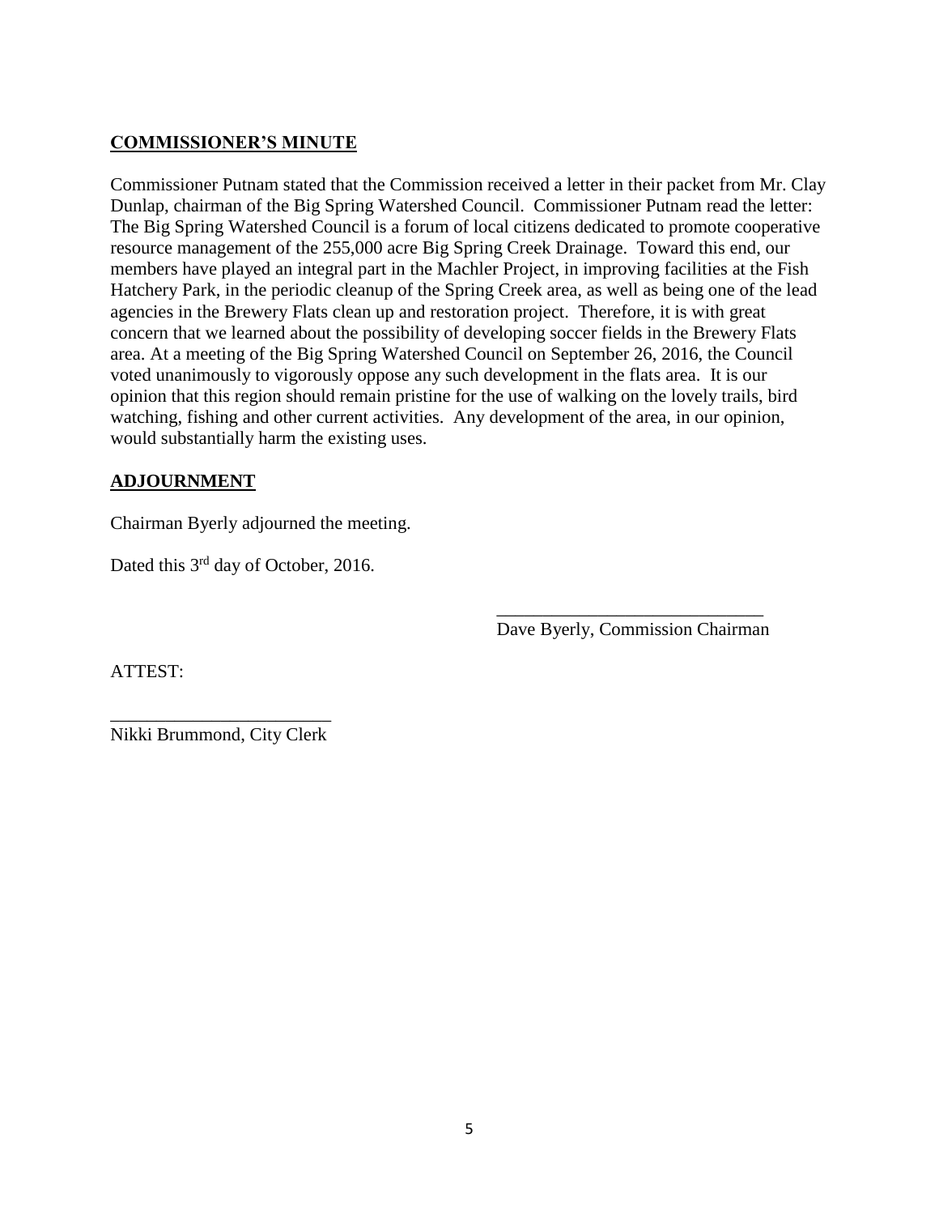## COMMISSIONER'S MINUTE

Commissioner Putnam stated that the Commission received a letter in their packet from Mr. Clay Dunlap, chairman of the Big Spring Watershed Council. Commissioner Putnam read the letter: The Big Spring Watershed Council is a forum of local citizens dedicated to promote cooperative resource management of the 255,000 acre Big Spring Creek Drainage. Toward this end, our members have played an integral part in the Machler Project, in improving facilities at the Fish Hatchery Park, in the periodic cleanup of the Spring Creek area, as well as being one of the lead agencies in the Brewery Flats clean up and restoration project. Therefore, it is with great concern that we learned about the possibility of developing soccer fields in the Brewery Flats area. At a meeting of the Big Spring Watershed Council on September 26, 2016, the Council voted unanimously to vigorously oppose any such development in the flats area. It is our opinion that this region should remain pristine for the use of walking on the lovely trails, bird watching, fishing and other current activities. Any development of the area, in our opinion, would substantially harm the existing uses.

## ADJOURNMENT

Chairman Byerly adjourned the meeting.

Dated this 3rd day of October, 2016.

\_\_\_\_\_\_\_\_\_\_\_\_\_\_\_\_\_\_\_\_\_\_\_\_\_\_\_\_\_\_
Dave Byerly, Commission Chairman

ATTEST:

\_\_\_\_\_\_\_\_\_\_\_\_\_\_\_\_\_\_\_\_\_\_\_\_\_
Nikki Brummond, City Clerk